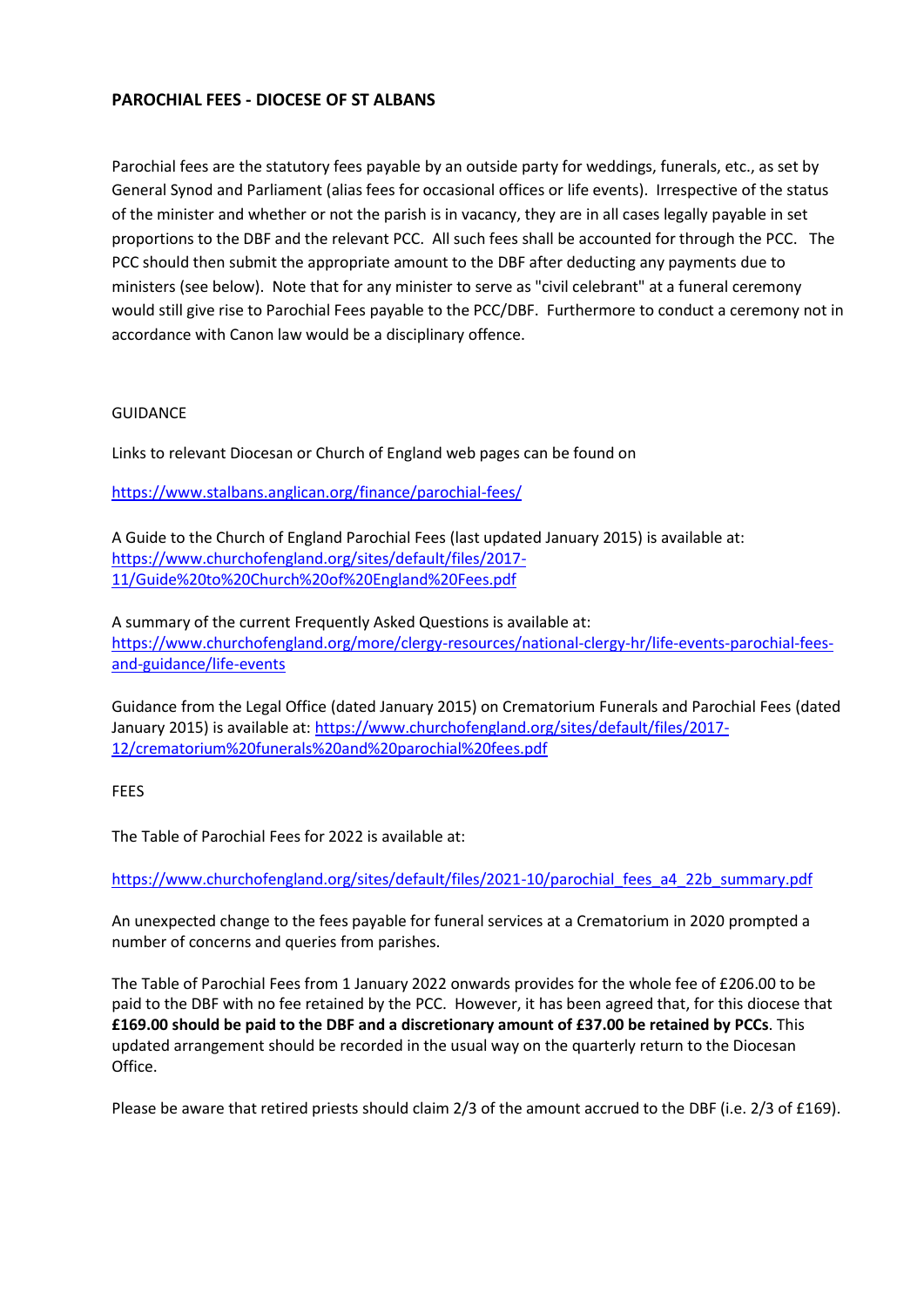**PAROCHIAL FEES - DIOCESE OF ST ALBANS**

Parochial fees are the statutory fees payable by an outside party for weddings, funerals, etc., as set by General Synod and Parliament (alias fees for occasional offices or life events). Irrespective of the status of the minister and whether or not the parish is in vacancy, they are in all cases legally payable in set proportions to the DBF and the relevant PCC. All such fees shall be accounted for through the PCC. The PCC should then submit the appropriate amount to the DBF after deducting any payments due to ministers (see below). Note that for any minister to serve as "civil celebrant" at a funeral ceremony would still give rise to Parochial Fees payable to the PCC/DBF. Furthermore to conduct a ceremony not in accordance with Canon law would be a disciplinary offence.

GUIDANCE

Links to relevant Diocesan or Church of England web pages can be found on

https://www.stalbans.anglican.org/finance/parochial-fees/

A Guide to the Church of England Parochial Fees (last updated January 2015) is available at: https://www.churchofengland.org/sites/default/files/2017-11/Guide%20to%20Church%20of%20England%20Fees.pdf

A summary of the current Frequently Asked Questions is available at: https://www.churchofengland.org/more/clergy-resources/national-clergy-hr/life-events-parochial-fees-and-guidance/life-events

Guidance from the Legal Office (dated January 2015) on Crematorium Funerals and Parochial Fees (dated January 2015) is available at: https://www.churchofengland.org/sites/default/files/2017-12/crematorium%20funerals%20and%20parochial%20fees.pdf

FEES

The Table of Parochial Fees for 2022 is available at:

https://www.churchofengland.org/sites/default/files/2021-10/parochial_fees_a4_22b_summary.pdf

An unexpected change to the fees payable for funeral services at a Crematorium in 2020 prompted a number of concerns and queries from parishes.

The Table of Parochial Fees from 1 January 2022 onwards provides for the whole fee of £206.00 to be paid to the DBF with no fee retained by the PCC. However, it has been agreed that, for this diocese that **£169.00 should be paid to the DBF and a discretionary amount of £37.00 be retained by PCCs**. This updated arrangement should be recorded in the usual way on the quarterly return to the Diocesan Office.

Please be aware that retired priests should claim 2/3 of the amount accrued to the DBF (i.e. 2/3 of £169).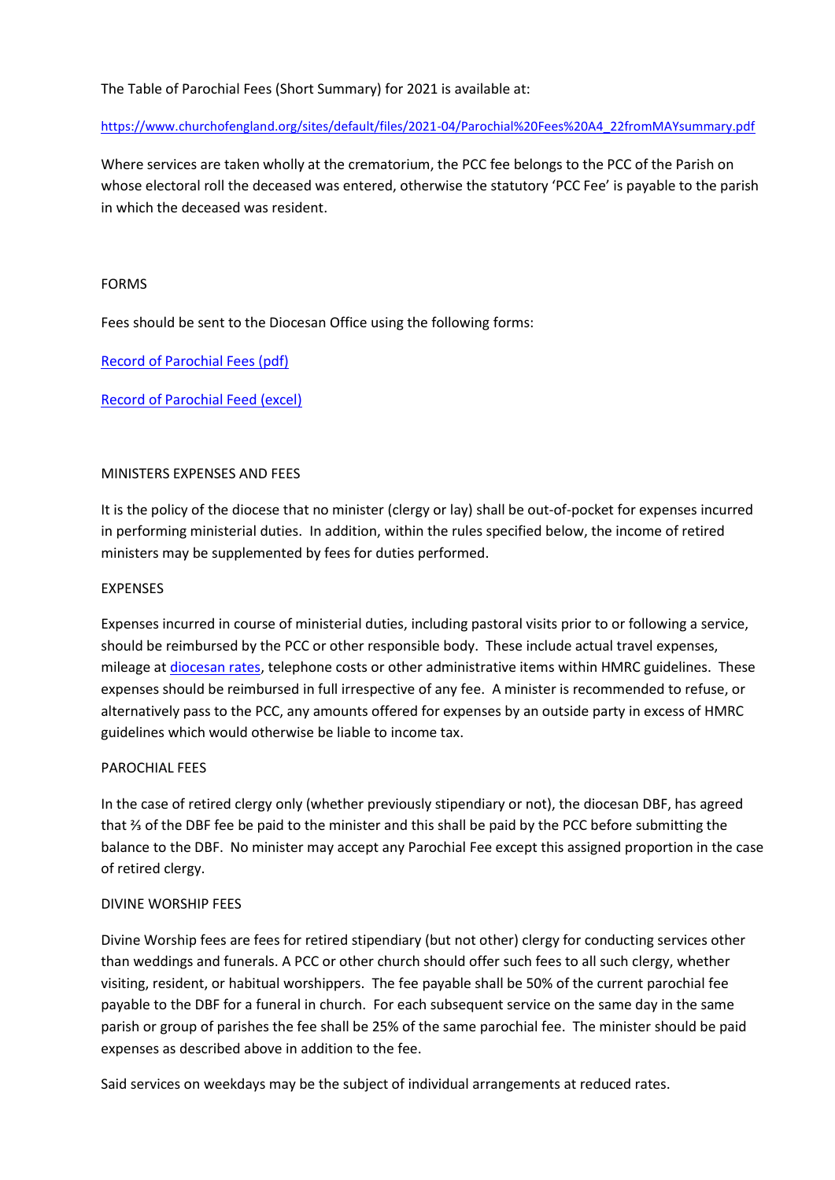The Table of Parochial Fees (Short Summary) for 2021 is available at:

[https://www.churchofengland.org/sites/default/files/2021-04/Parochial%20Fees%20A4_22fromMAYsummary.pdf](https://www.churchofengland.org/sites/default/files/2021-04/Parochial%20Fees%20A4_22fromMAYsummary.pdf)

Where services are taken wholly at the crematorium, the PCC fee belongs to the PCC of the Parish on whose electoral roll the deceased was entered, otherwise the statutory 'PCC Fee' is payable to the parish in which the deceased was resident.

## FORMS

Fees should be sent to the Diocesan Office using the following forms:

[Record of Parochial Fees (pdf)]()

[Record of Parochial Feed (excel)]()

## MINISTERS EXPENSES AND FEES

It is the policy of the diocese that no minister (clergy or lay) shall be out-of-pocket for expenses incurred in performing ministerial duties. In addition, within the rules specified below, the income of retired ministers may be supplemented by fees for duties performed.

## EXPENSES

Expenses incurred in course of ministerial duties, including pastoral visits prior to or following a service, should be reimbursed by the PCC or other responsible body. These include actual travel expenses, mileage at [diocesan rates](), telephone costs or other administrative items within HMRC guidelines. These expenses should be reimbursed in full irrespective of any fee. A minister is recommended to refuse, or alternatively pass to the PCC, any amounts offered for expenses by an outside party in excess of HMRC guidelines which would otherwise be liable to income tax.

## PAROCHIAL FEES

In the case of retired clergy only (whether previously stipendiary or not), the diocesan DBF, has agreed that ⅔ of the DBF fee be paid to the minister and this shall be paid by the PCC before submitting the balance to the DBF. No minister may accept any Parochial Fee except this assigned proportion in the case of retired clergy.

## DIVINE WORSHIP FEES

Divine Worship fees are fees for retired stipendiary (but not other) clergy for conducting services other than weddings and funerals. A PCC or other church should offer such fees to all such clergy, whether visiting, resident, or habitual worshippers. The fee payable shall be 50% of the current parochial fee payable to the DBF for a funeral in church. For each subsequent service on the same day in the same parish or group of parishes the fee shall be 25% of the same parochial fee. The minister should be paid expenses as described above in addition to the fee.

Said services on weekdays may be the subject of individual arrangements at reduced rates.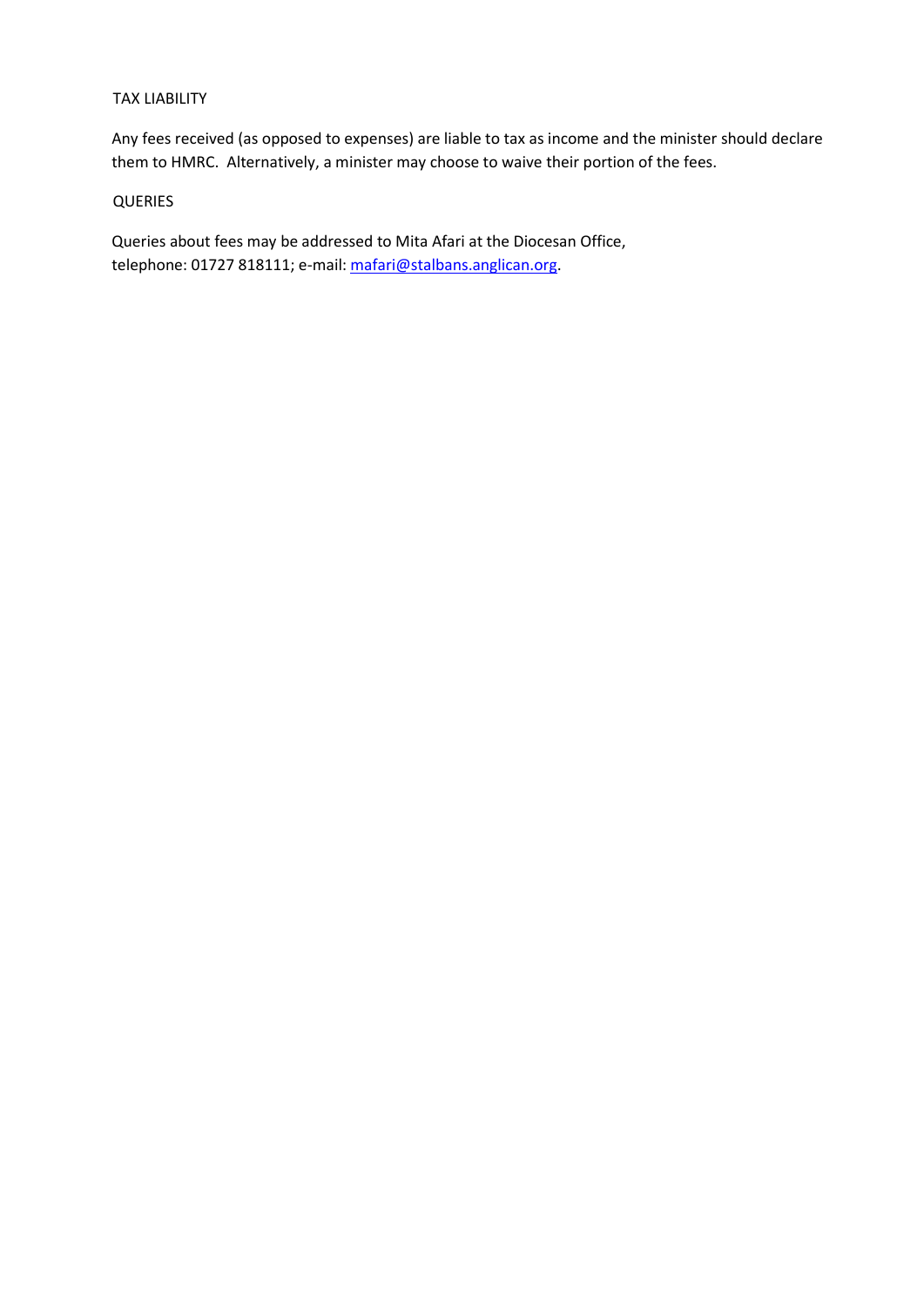## TAX LIABILITY

Any fees received (as opposed to expenses) are liable to tax as income and the minister should declare them to HMRC. Alternatively, a minister may choose to waive their portion of the fees.

## QUERIES

Queries about fees may be addressed to Mita Afari at the Diocesan Office, telephone: 01727 818111; e-mail: [mafari@stalbans.anglican.org](mailto:mafari@stalbans.anglican.org).